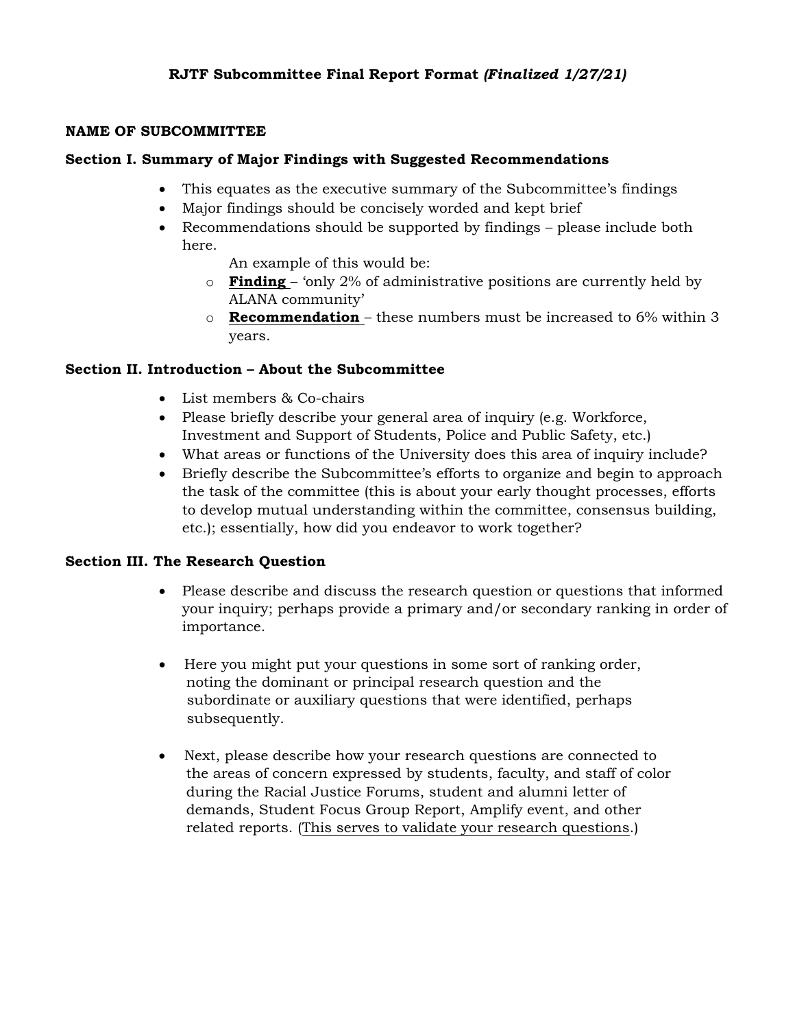# RJTF Subcommittee Final Report Format *(Finalized 1/27/21)*

**NAME OF SUBCOMMITTEE**

**Section I. Summary of Major Findings with Suggested Recommendations**

- This equates as the executive summary of the Subcommittee's findings
- Major findings should be concisely worded and kept brief
- Recommendations should be supported by findings – please include both here.

  An example of this would be:
  - **Finding** – 'only 2% of administrative positions are currently held by ALANA community'
  - **Recommendation** – these numbers must be increased to 6% within 3 years.

**Section II. Introduction – About the Subcommittee**

- List members & Co-chairs
- Please briefly describe your general area of inquiry (e.g. Workforce, Investment and Support of Students, Police and Public Safety, etc.)
- What areas or functions of the University does this area of inquiry include?
- Briefly describe the Subcommittee's efforts to organize and begin to approach the task of the committee (this is about your early thought processes, efforts to develop mutual understanding within the committee, consensus building, etc.); essentially, how did you endeavor to work together?

**Section III. The Research Question**

- Please describe and discuss the research question or questions that informed your inquiry; perhaps provide a primary and/or secondary ranking in order of importance.
- Here you might put your questions in some sort of ranking order, noting the dominant or principal research question and the subordinate or auxiliary questions that were identified, perhaps subsequently.
- Next, please describe how your research questions are connected to the areas of concern expressed by students, faculty, and staff of color during the Racial Justice Forums, student and alumni letter of demands, Student Focus Group Report, Amplify event, and other related reports. (This serves to validate your research questions.)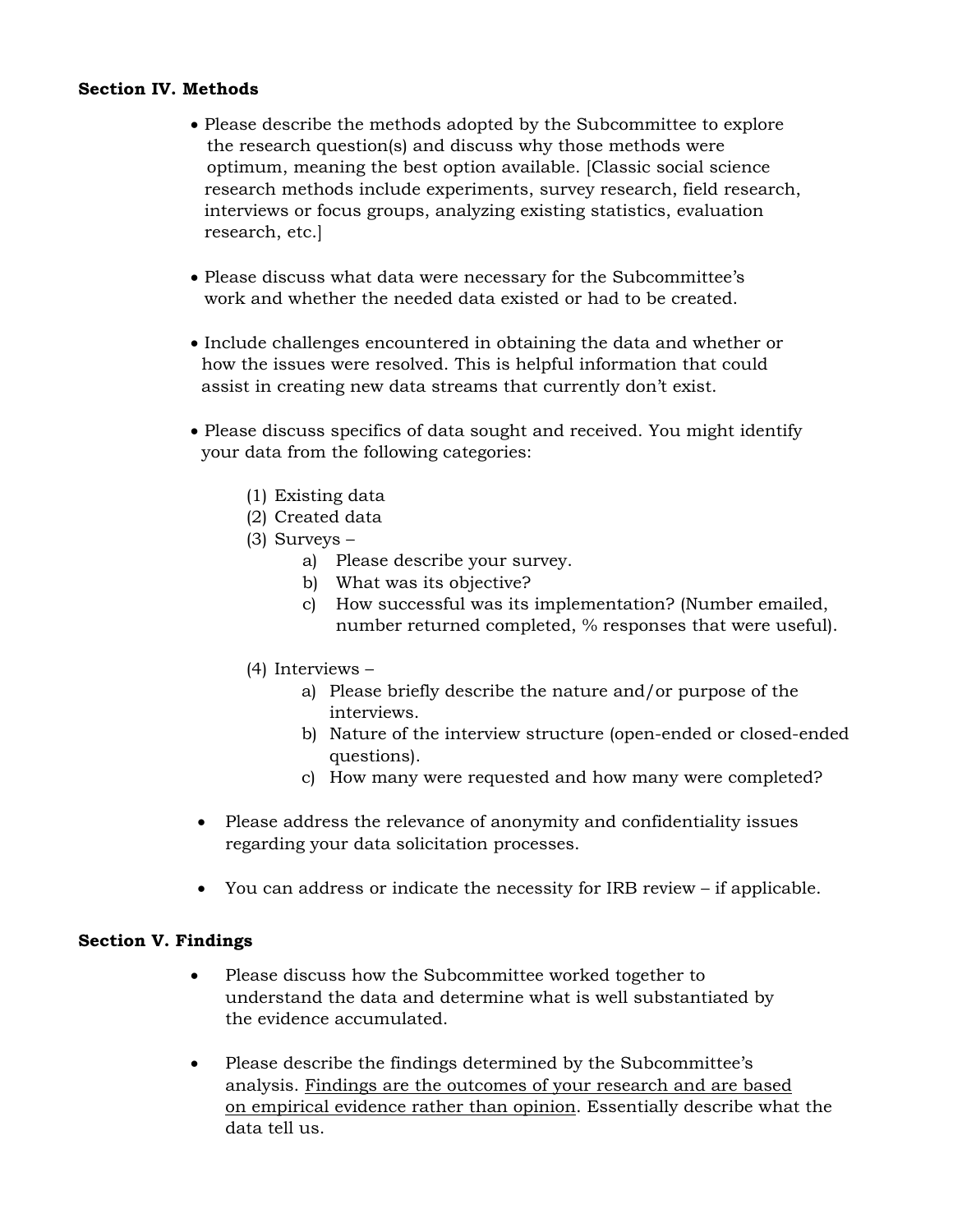**Section IV. Methods**

- Please describe the methods adopted by the Subcommittee to explore the research question(s) and discuss why those methods were optimum, meaning the best option available. [Classic social science research methods include experiments, survey research, field research, interviews or focus groups, analyzing existing statistics, evaluation research, etc.]

- Please discuss what data were necessary for the Subcommittee's work and whether the needed data existed or had to be created.

- Include challenges encountered in obtaining the data and whether or how the issues were resolved. This is helpful information that could assist in creating new data streams that currently don't exist.

- Please discuss specifics of data sought and received. You might identify your data from the following categories:

  (1) Existing data
  (2) Created data
  (3) Surveys –
    a) Please describe your survey.
    b) What was its objective?
    c) How successful was its implementation? (Number emailed, number returned completed, % responses that were useful).

  (4) Interviews –
    a) Please briefly describe the nature and/or purpose of the interviews.
    b) Nature of the interview structure (open-ended or closed-ended questions).
    c) How many were requested and how many were completed?

- Please address the relevance of anonymity and confidentiality issues regarding your data solicitation processes.

- You can address or indicate the necessity for IRB review – if applicable.

**Section V. Findings**

- Please discuss how the Subcommittee worked together to understand the data and determine what is well substantiated by the evidence accumulated.

- Please describe the findings determined by the Subcommittee's analysis. <u>Findings are the outcomes of your research and are based on empirical evidence rather than opinion</u>. Essentially describe what the data tell us.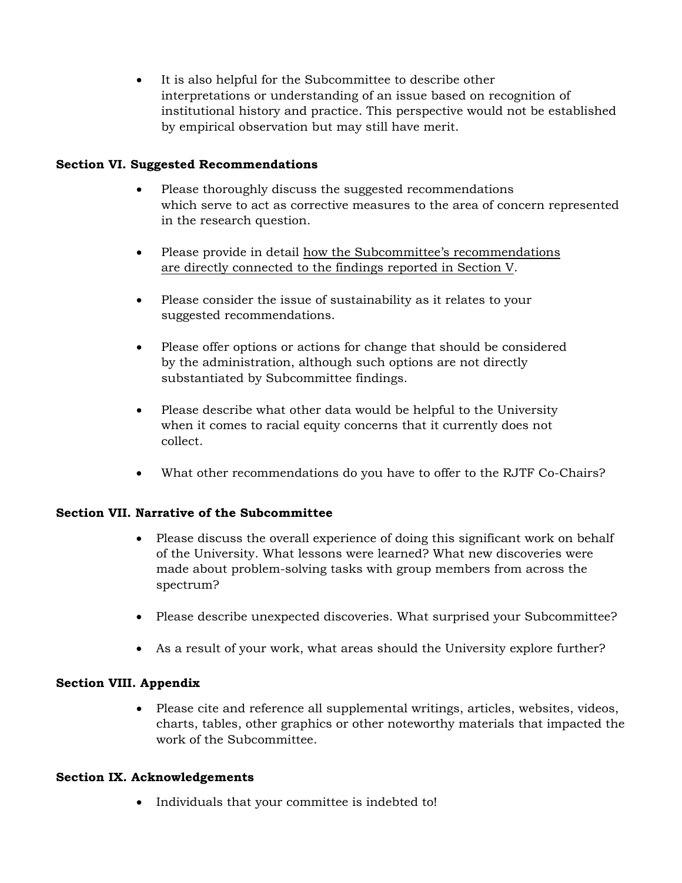- It is also helpful for the Subcommittee to describe other interpretations or understanding of an issue based on recognition of institutional history and practice. This perspective would not be established by empirical observation but may still have merit.

**Section VI. Suggested Recommendations**

- Please thoroughly discuss the suggested recommendations which serve to act as corrective measures to the area of concern represented in the research question.

- Please provide in detail <u>how the Subcommittee's recommendations are directly connected to the findings reported in Section V</u>.

- Please consider the issue of sustainability as it relates to your suggested recommendations.

- Please offer options or actions for change that should be considered by the administration, although such options are not directly substantiated by Subcommittee findings.

- Please describe what other data would be helpful to the University when it comes to racial equity concerns that it currently does not collect.

- What other recommendations do you have to offer to the RJTF Co-Chairs?

**Section VII. Narrative of the Subcommittee**

- Please discuss the overall experience of doing this significant work on behalf of the University. What lessons were learned? What new discoveries were made about problem-solving tasks with group members from across the spectrum?

- Please describe unexpected discoveries. What surprised your Subcommittee?

- As a result of your work, what areas should the University explore further?

**Section VIII. Appendix**

- Please cite and reference all supplemental writings, articles, websites, videos, charts, tables, other graphics or other noteworthy materials that impacted the work of the Subcommittee.

**Section IX. Acknowledgements**

- Individuals that your committee is indebted to!